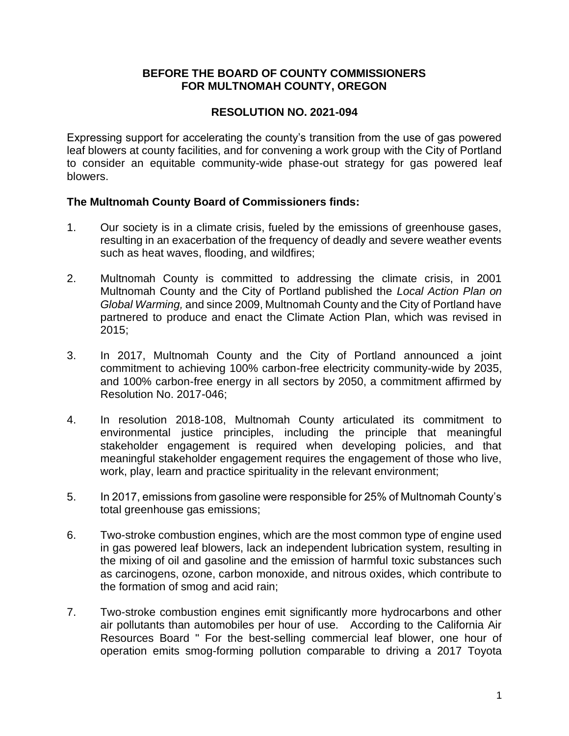**BEFORE THE BOARD OF COUNTY COMMISSIONERS**
**FOR MULTNOMAH COUNTY, OREGON**

**RESOLUTION NO. 2021-094**

Expressing support for accelerating the county's transition from the use of gas powered leaf blowers at county facilities, and for convening a work group with the City of Portland to consider an equitable community-wide phase-out strategy for gas powered leaf blowers.

**The Multnomah County Board of Commissioners finds:**

1. Our society is in a climate crisis, fueled by the emissions of greenhouse gases, resulting in an exacerbation of the frequency of deadly and severe weather events such as heat waves, flooding, and wildfires;

2. Multnomah County is committed to addressing the climate crisis, in 2001 Multnomah County and the City of Portland published the *Local Action Plan on Global Warming,* and since 2009, Multnomah County and the City of Portland have partnered to produce and enact the Climate Action Plan, which was revised in 2015;

3. In 2017, Multnomah County and the City of Portland announced a joint commitment to achieving 100% carbon-free electricity community-wide by 2035, and 100% carbon-free energy in all sectors by 2050, a commitment affirmed by Resolution No. 2017-046;

4. In resolution 2018-108, Multnomah County articulated its commitment to environmental justice principles, including the principle that meaningful stakeholder engagement is required when developing policies, and that meaningful stakeholder engagement requires the engagement of those who live, work, play, learn and practice spirituality in the relevant environment;

5. In 2017, emissions from gasoline were responsible for 25% of Multnomah County's total greenhouse gas emissions;

6. Two-stroke combustion engines, which are the most common type of engine used in gas powered leaf blowers, lack an independent lubrication system, resulting in the mixing of oil and gasoline and the emission of harmful toxic substances such as carcinogens, ozone, carbon monoxide, and nitrous oxides, which contribute to the formation of smog and acid rain;

7. Two-stroke combustion engines emit significantly more hydrocarbons and other air pollutants than automobiles per hour of use. According to the California Air Resources Board " For the best-selling commercial leaf blower, one hour of operation emits smog-forming pollution comparable to driving a 2017 Toyota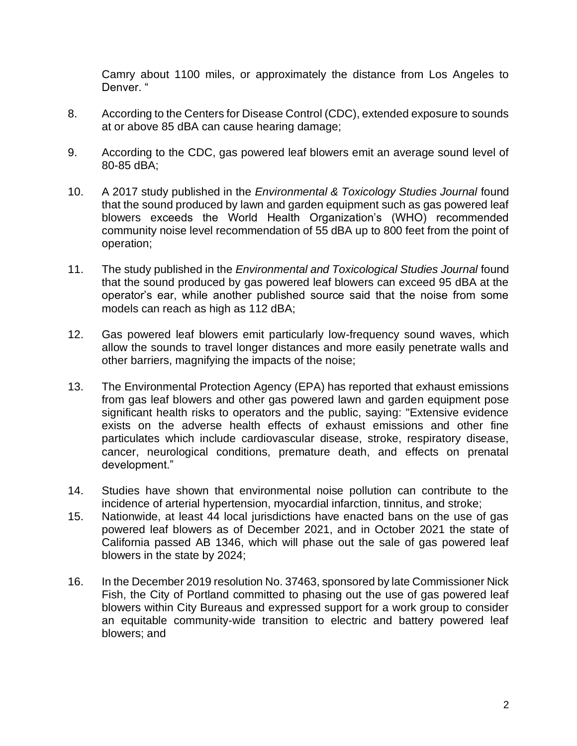Camry about 1100 miles, or approximately the distance from Los Angeles to Denver. "

8. According to the Centers for Disease Control (CDC), extended exposure to sounds at or above 85 dBA can cause hearing damage;

9. According to the CDC, gas powered leaf blowers emit an average sound level of 80-85 dBA;

10. A 2017 study published in the *Environmental & Toxicology Studies Journal* found that the sound produced by lawn and garden equipment such as gas powered leaf blowers exceeds the World Health Organization's (WHO) recommended community noise level recommendation of 55 dBA up to 800 feet from the point of operation;

11. The study published in the *Environmental and Toxicological Studies Journal* found that the sound produced by gas powered leaf blowers can exceed 95 dBA at the operator's ear, while another published source said that the noise from some models can reach as high as 112 dBA;

12. Gas powered leaf blowers emit particularly low-frequency sound waves, which allow the sounds to travel longer distances and more easily penetrate walls and other barriers, magnifying the impacts of the noise;

13. The Environmental Protection Agency (EPA) has reported that exhaust emissions from gas leaf blowers and other gas powered lawn and garden equipment pose significant health risks to operators and the public, saying: "Extensive evidence exists on the adverse health effects of exhaust emissions and other fine particulates which include cardiovascular disease, stroke, respiratory disease, cancer, neurological conditions, premature death, and effects on prenatal development."

14. Studies have shown that environmental noise pollution can contribute to the incidence of arterial hypertension, myocardial infarction, tinnitus, and stroke;

15. Nationwide, at least 44 local jurisdictions have enacted bans on the use of gas powered leaf blowers as of December 2021, and in October 2021 the state of California passed AB 1346, which will phase out the sale of gas powered leaf blowers in the state by 2024;

16. In the December 2019 resolution No. 37463, sponsored by late Commissioner Nick Fish, the City of Portland committed to phasing out the use of gas powered leaf blowers within City Bureaus and expressed support for a work group to consider an equitable community-wide transition to electric and battery powered leaf blowers; and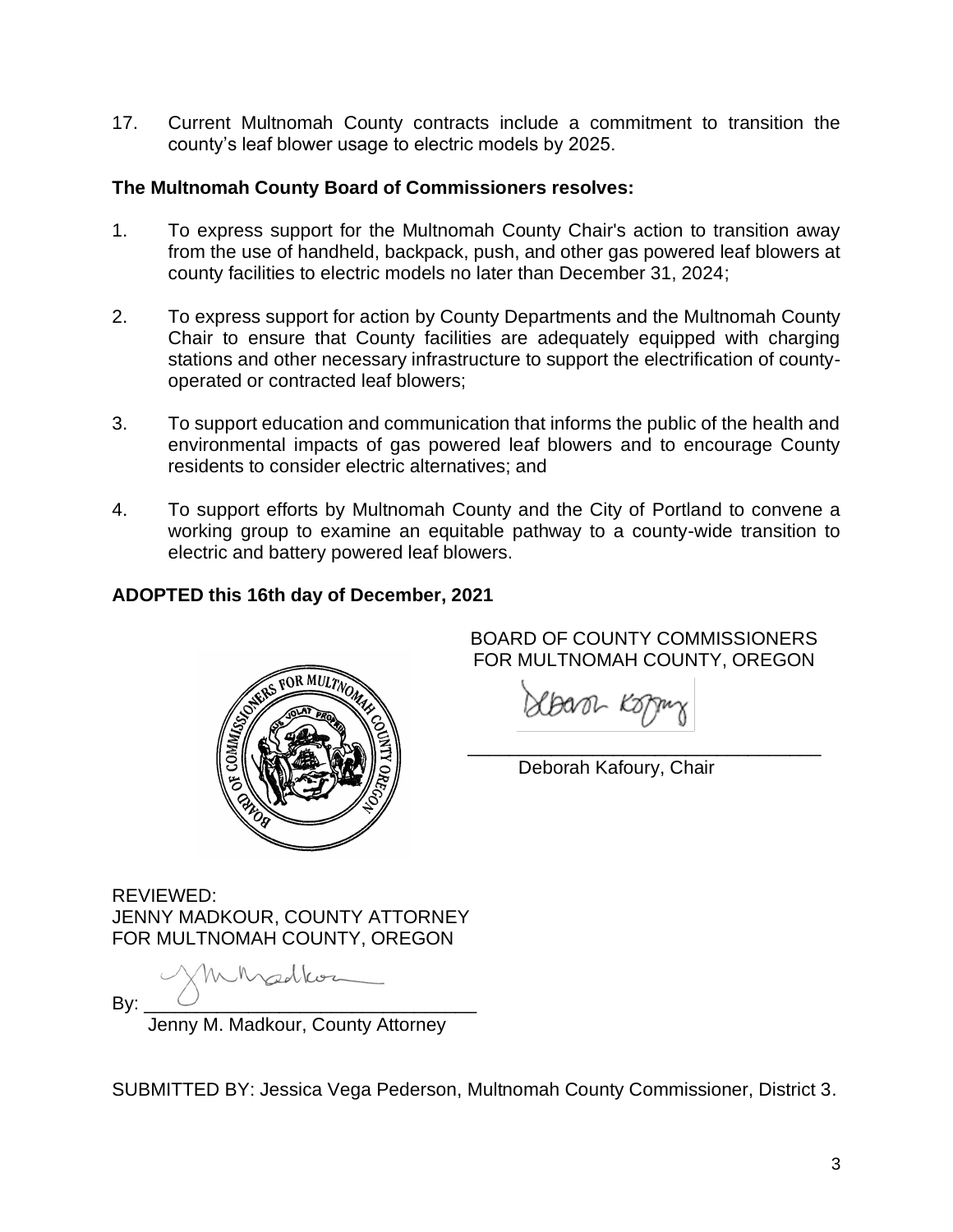17. Current Multnomah County contracts include a commitment to transition the county's leaf blower usage to electric models by 2025.

**The Multnomah County Board of Commissioners resolves:**

1. To express support for the Multnomah County Chair's action to transition away from the use of handheld, backpack, push, and other gas powered leaf blowers at county facilities to electric models no later than December 31, 2024;

2. To express support for action by County Departments and the Multnomah County Chair to ensure that County facilities are adequately equipped with charging stations and other necessary infrastructure to support the electrification of county-operated or contracted leaf blowers;

3. To support education and communication that informs the public of the health and environmental impacts of gas powered leaf blowers and to encourage County residents to consider electric alternatives; and

4. To support efforts by Multnomah County and the City of Portland to convene a working group to examine an equitable pathway to a county-wide transition to electric and battery powered leaf blowers.

**ADOPTED this 16th day of December, 2021**

BOARD OF COUNTY COMMISSIONERS
FOR MULTNOMAH COUNTY, OREGON

______________________________
Deborah Kafoury, Chair

REVIEWED:
JENNY MADKOUR, COUNTY ATTORNEY
FOR MULTNOMAH COUNTY, OREGON

By: ______________________________
Jenny M. Madkour, County Attorney

SUBMITTED BY: Jessica Vega Pederson, Multnomah County Commissioner, District 3.